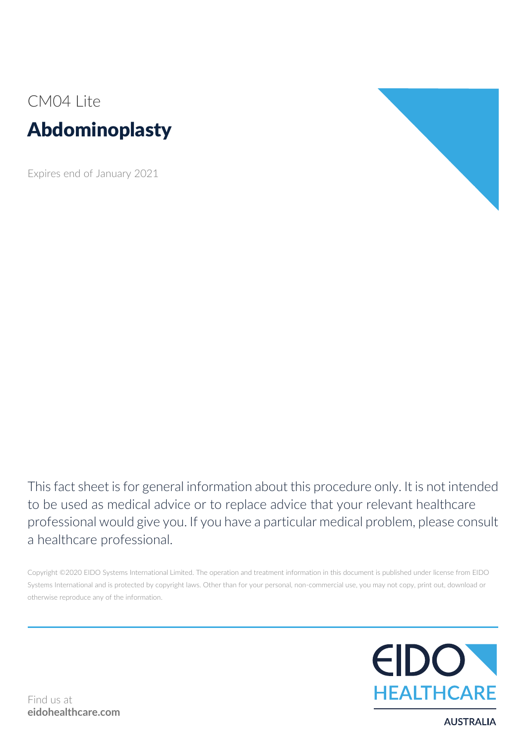CM04 Lite

# Abdominoplasty

Expires end of January 2021

This fact sheet is for general information about this procedure only. It is not intended to be used as medical advice or to replace advice that your relevant healthcare professional would give you. If you have a particular medical problem, please consult a healthcare professional.

Copyright ©2020 EIDO Systems International Limited. The operation and treatment information in this document is published under license from EIDO Systems International and is protected by copyright laws. Other than for your personal, non-commercial use, you may not copy, print out, download or otherwise reproduce any of the information.

Find us at
**eidohealthcare.com**

EIDO HEALTHCARE
AUSTRALIA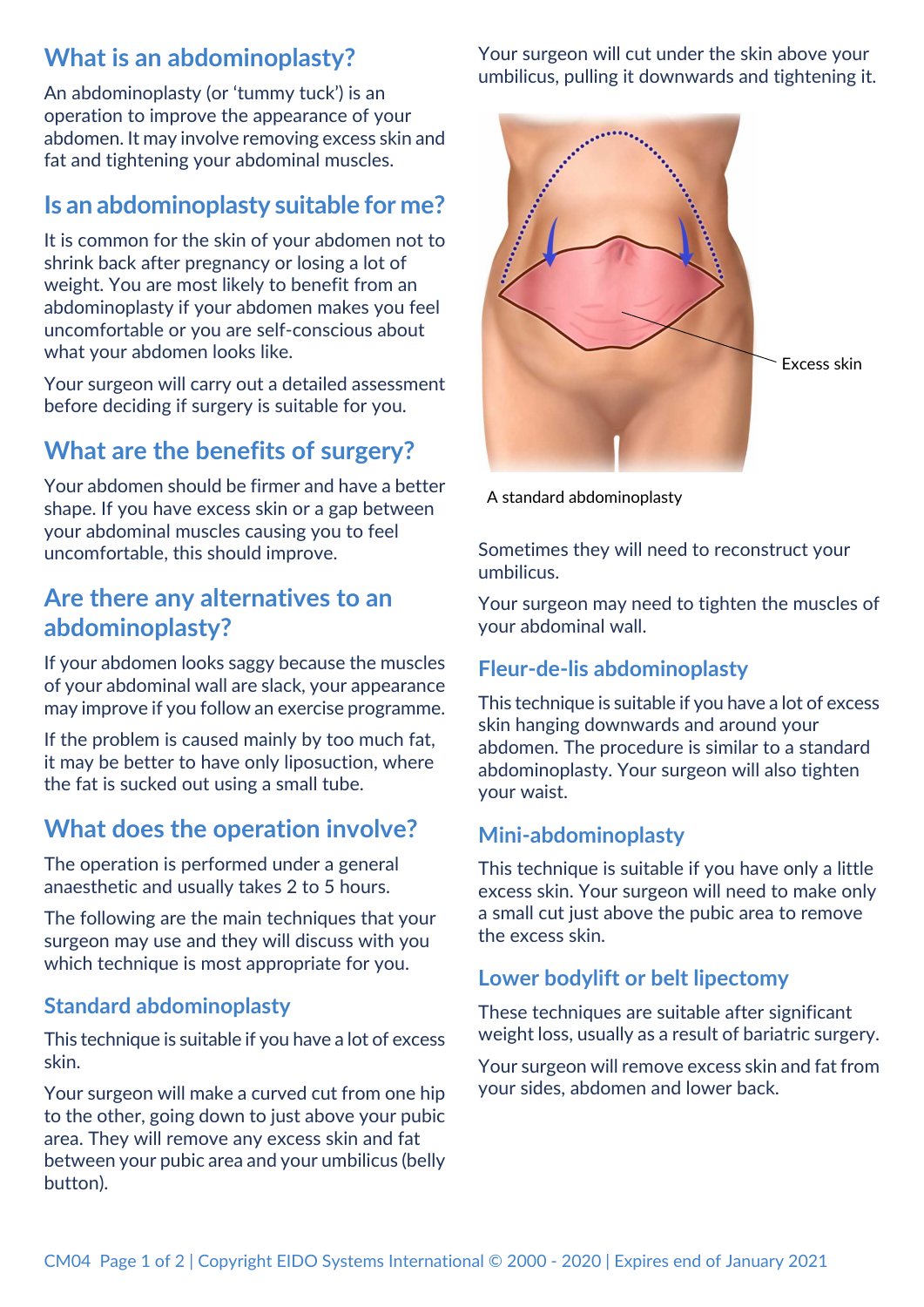## What is an abdominoplasty?

An abdominoplasty (or 'tummy tuck') is an operation to improve the appearance of your abdomen. It may involve removing excess skin and fat and tightening your abdominal muscles.

## Is an abdominoplasty suitable for me?

It is common for the skin of your abdomen not to shrink back after pregnancy or losing a lot of weight. You are most likely to benefit from an abdominoplasty if your abdomen makes you feel uncomfortable or you are self-conscious about what your abdomen looks like.

Your surgeon will carry out a detailed assessment before deciding if surgery is suitable for you.

## What are the benefits of surgery?

Your abdomen should be firmer and have a better shape. If you have excess skin or a gap between your abdominal muscles causing you to feel uncomfortable, this should improve.

## Are there any alternatives to an abdominoplasty?

If your abdomen looks saggy because the muscles of your abdominal wall are slack, your appearance may improve if you follow an exercise programme.

If the problem is caused mainly by too much fat, it may be better to have only liposuction, where the fat is sucked out using a small tube.

## What does the operation involve?

The operation is performed under a general anaesthetic and usually takes 2 to 5 hours.

The following are the main techniques that your surgeon may use and they will discuss with you which technique is most appropriate for you.

### Standard abdominoplasty

This technique is suitable if you have a lot of excess skin.

Your surgeon will make a curved cut from one hip to the other, going down to just above your pubic area. They will remove any excess skin and fat between your pubic area and your umbilicus (belly button).

Your surgeon will cut under the skin above your umbilicus, pulling it downwards and tightening it.

Excess skin

A standard abdominoplasty

Sometimes they will need to reconstruct your umbilicus.

Your surgeon may need to tighten the muscles of your abdominal wall.

### Fleur-de-lis abdominoplasty

This technique is suitable if you have a lot of excess skin hanging downwards and around your abdomen. The procedure is similar to a standard abdominoplasty. Your surgeon will also tighten your waist.

### Mini-abdominoplasty

This technique is suitable if you have only a little excess skin. Your surgeon will need to make only a small cut just above the pubic area to remove the excess skin.

### Lower bodylift or belt lipectomy

These techniques are suitable after significant weight loss, usually as a result of bariatric surgery.

Your surgeon will remove excess skin and fat from your sides, abdomen and lower back.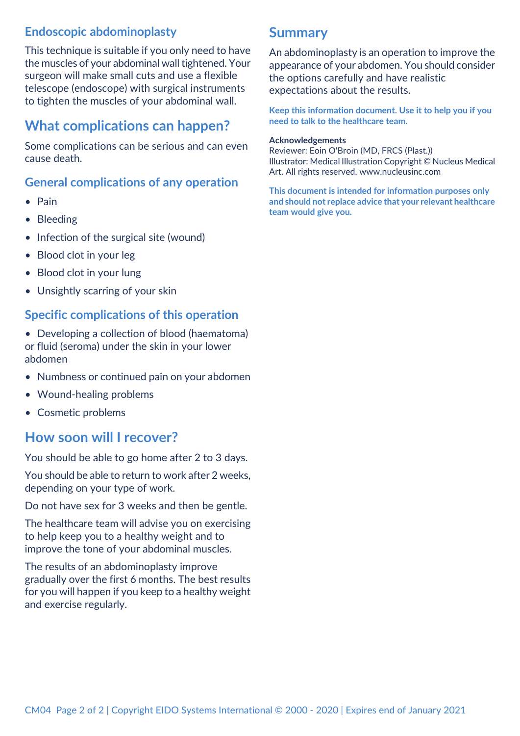### Endoscopic abdominoplasty

This technique is suitable if you only need to have the muscles of your abdominal wall tightened. Your surgeon will make small cuts and use a flexible telescope (endoscope) with surgical instruments to tighten the muscles of your abdominal wall.

## What complications can happen?

Some complications can be serious and can even cause death.

### General complications of any operation

- Pain
- Bleeding
- Infection of the surgical site (wound)
- Blood clot in your leg
- Blood clot in your lung
- Unsightly scarring of your skin

### Specific complications of this operation

- Developing a collection of blood (haematoma) or fluid (seroma) under the skin in your lower abdomen
- Numbness or continued pain on your abdomen
- Wound-healing problems
- Cosmetic problems

## How soon will I recover?

You should be able to go home after 2 to 3 days.

You should be able to return to work after 2 weeks, depending on your type of work.

Do not have sex for 3 weeks and then be gentle.

The healthcare team will advise you on exercising to help keep you to a healthy weight and to improve the tone of your abdominal muscles.

The results of an abdominoplasty improve gradually over the first 6 months. The best results for you will happen if you keep to a healthy weight and exercise regularly.

## Summary

An abdominoplasty is an operation to improve the appearance of your abdomen. You should consider the options carefully and have realistic expectations about the results.

**Keep this information document. Use it to help you if you need to talk to the healthcare team.**

**Acknowledgements**
Reviewer: Eoin O'Broin (MD, FRCS (Plast.))
Illustrator: Medical Illustration Copyright © Nucleus Medical Art. All rights reserved. www.nucleusinc.com

**This document is intended for information purposes only and should not replace advice that your relevant healthcare team would give you.**

CM04 | Copyright EIDO Systems International © 2000 - 2020 | Expires end of January 2021